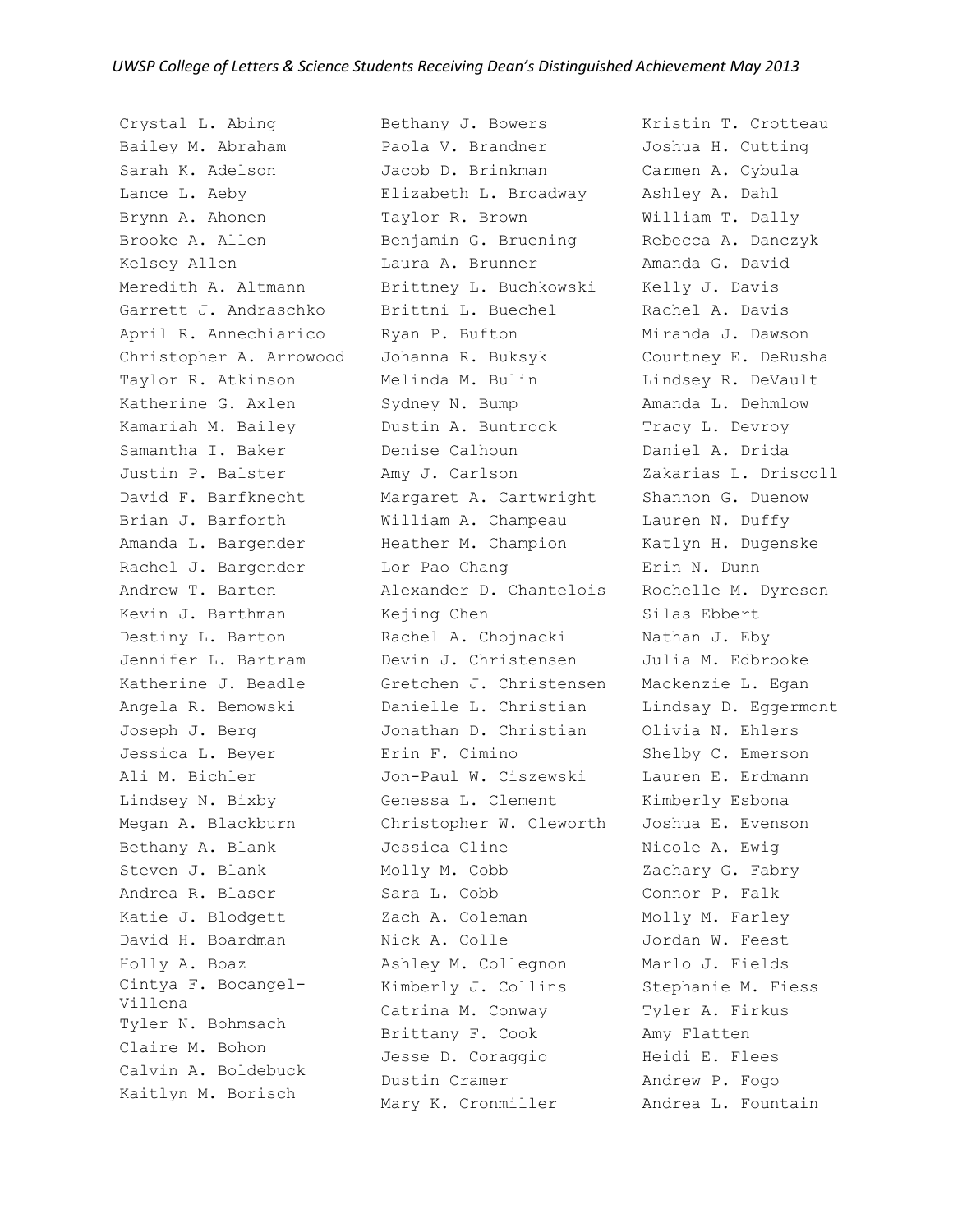*UWSP College of Letters & Science Students Receiving Dean's Distinguished Achievement May 2013*

Crystal L. Abing
Bailey M. Abraham
Sarah K. Adelson
Lance L. Aeby
Brynn A. Ahonen
Brooke A. Allen
Kelsey Allen
Meredith A. Altmann
Garrett J. Andraschko
April R. Annechiarico
Christopher A. Arrowood
Taylor R. Atkinson
Katherine G. Axlen
Kamariah M. Bailey
Samantha I. Baker
Justin P. Balster
David F. Barfknecht
Brian J. Barforth
Amanda L. Bargender
Rachel J. Bargender
Andrew T. Barten
Kevin J. Barthman
Destiny L. Barton
Jennifer L. Bartram
Katherine J. Beadle
Angela R. Bemowski
Joseph J. Berg
Jessica L. Beyer
Ali M. Bichler
Lindsey N. Bixby
Megan A. Blackburn
Bethany A. Blank
Steven J. Blank
Andrea R. Blaser
Katie J. Blodgett
David H. Boardman
Holly A. Boaz
Cintya F. Bocangel-Villena
Tyler N. Bohmsach
Claire M. Bohon
Calvin A. Boldebuck
Kaitlyn M. Borisch
Bethany J. Bowers
Paola V. Brandner
Jacob D. Brinkman
Elizabeth L. Broadway
Taylor R. Brown
Benjamin G. Bruening
Laura A. Brunner
Brittney L. Buchkowski
Brittni L. Buechel
Ryan P. Bufton
Johanna R. Buksyk
Melinda M. Bulin
Sydney N. Bump
Dustin A. Buntrock
Denise Calhoun
Amy J. Carlson
Margaret A. Cartwright
William A. Champeau
Heather M. Champion
Lor Pao Chang
Alexander D. Chantelois
Kejing Chen
Rachel A. Chojnacki
Devin J. Christensen
Gretchen J. Christensen
Danielle L. Christian
Jonathan D. Christian
Erin F. Cimino
Jon-Paul W. Ciszewski
Genessa L. Clement
Christopher W. Cleworth
Jessica Cline
Molly M. Cobb
Sara L. Cobb
Zach A. Coleman
Nick A. Colle
Ashley M. Collegnon
Kimberly J. Collins
Catrina M. Conway
Brittany F. Cook
Jesse D. Coraggio
Dustin Cramer
Mary K. Cronmiller
Kristin T. Crotteau
Joshua H. Cutting
Carmen A. Cybula
Ashley A. Dahl
William T. Dally
Rebecca A. Danczyk
Amanda G. David
Kelly J. Davis
Rachel A. Davis
Miranda J. Dawson
Courtney E. DeRusha
Lindsey R. DeVault
Amanda L. Dehmlow
Tracy L. Devroy
Daniel A. Drida
Zakarias L. Driscoll
Shannon G. Duenow
Lauren N. Duffy
Katlyn H. Dugenske
Erin N. Dunn
Rochelle M. Dyreson
Silas Ebbert
Nathan J. Eby
Julia M. Edbrooke
Mackenzie L. Egan
Lindsay D. Eggermont
Olivia N. Ehlers
Shelby C. Emerson
Lauren E. Erdmann
Kimberly Esbona
Joshua E. Evenson
Nicole A. Ewig
Zachary G. Fabry
Connor P. Falk
Molly M. Farley
Jordan W. Feest
Marlo J. Fields
Stephanie M. Fiess
Tyler A. Firkus
Amy Flatten
Heidi E. Flees
Andrew P. Fogo
Andrea L. Fountain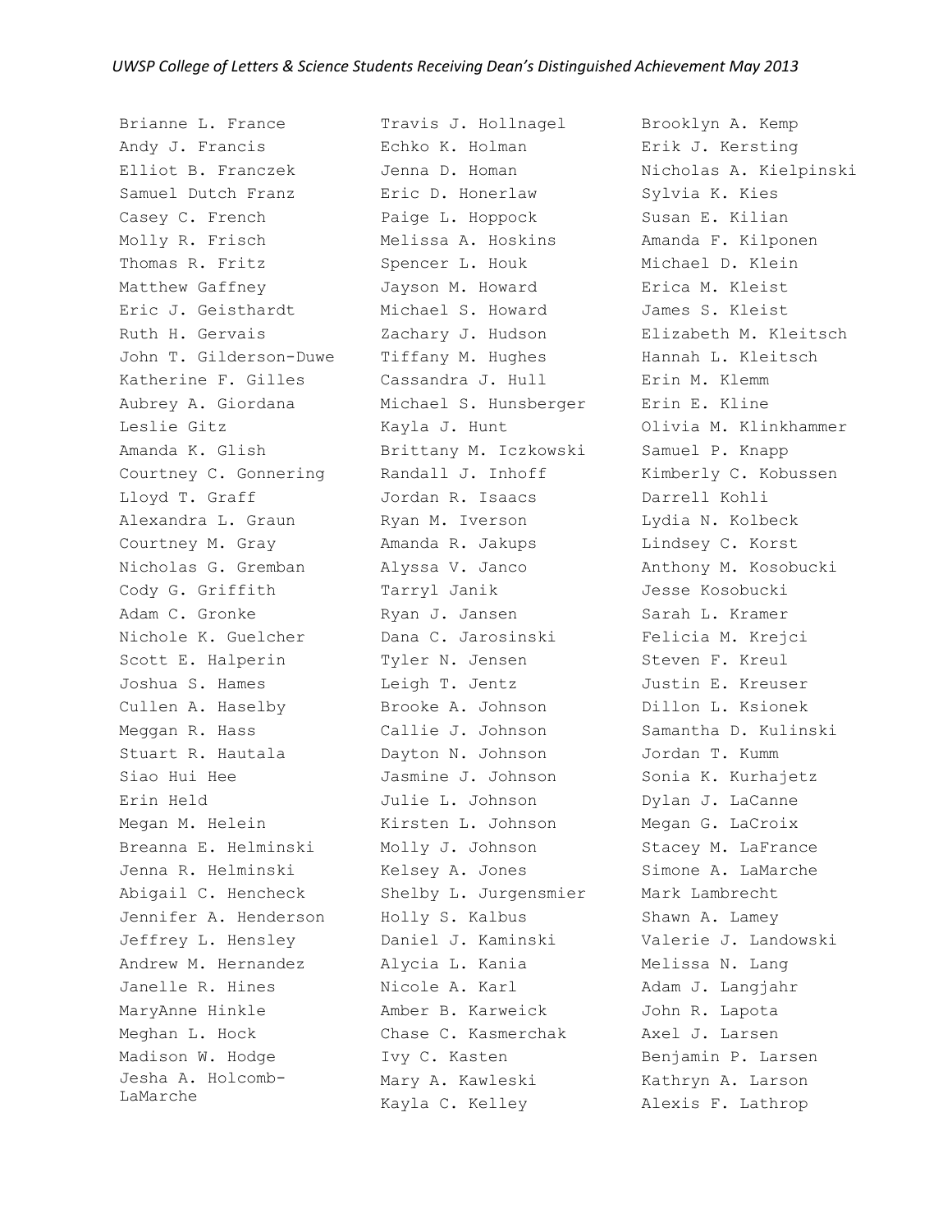Brianne L. France
Andy J. Francis
Elliot B. Franczek
Samuel Dutch Franz
Casey C. French
Molly R. Frisch
Thomas R. Fritz
Matthew Gaffney
Eric J. Geisthardt
Ruth H. Gervais
John T. Gilderson-Duwe
Katherine F. Gilles
Aubrey A. Giordana
Leslie Gitz
Amanda K. Glish
Courtney C. Gonnering
Lloyd T. Graff
Alexandra L. Graun
Courtney M. Gray
Nicholas G. Gremban
Cody G. Griffith
Adam C. Gronke
Nichole K. Guelcher
Scott E. Halperin
Joshua S. Hames
Cullen A. Haselby
Meggan R. Hass
Stuart R. Hautala
Siao Hui Hee
Erin Held
Megan M. Helein
Breanna E. Helminski
Jenna R. Helminski
Abigail C. Hencheck
Jennifer A. Henderson
Jeffrey L. Hensley
Andrew M. Hernandez
Janelle R. Hines
MaryAnne Hinkle
Meghan L. Hock
Madison W. Hodge
Jesha A. Holcomb-LaMarche
Travis J. Hollnagel
Echko K. Holman
Jenna D. Homan
Eric D. Honerlaw
Paige L. Hoppock
Melissa A. Hoskins
Spencer L. Houk
Jayson M. Howard
Michael S. Howard
Zachary J. Hudson
Tiffany M. Hughes
Cassandra J. Hull
Michael S. Hunsberger
Kayla J. Hunt
Brittany M. Iczkowski
Randall J. Inhoff
Jordan R. Isaacs
Ryan M. Iverson
Amanda R. Jakups
Alyssa V. Janco
Tarryl Janik
Ryan J. Jansen
Dana C. Jarosinski
Tyler N. Jensen
Leigh T. Jentz
Brooke A. Johnson
Callie J. Johnson
Dayton N. Johnson
Jasmine J. Johnson
Julie L. Johnson
Kirsten L. Johnson
Molly J. Johnson
Kelsey A. Jones
Shelby L. Jurgensmier
Holly S. Kalbus
Daniel J. Kaminski
Alycia L. Kania
Nicole A. Karl
Amber B. Karweick
Chase C. Kasmerchak
Ivy C. Kasten
Mary A. Kawleski
Kayla C. Kelley
Brooklyn A. Kemp
Erik J. Kersting
Nicholas A. Kielpinski
Sylvia K. Kies
Susan E. Kilian
Amanda F. Kilponen
Michael D. Klein
Erica M. Kleist
James S. Kleist
Elizabeth M. Kleitsch
Hannah L. Kleitsch
Erin M. Klemm
Erin E. Kline
Olivia M. Klinkhammer
Samuel P. Knapp
Kimberly C. Kobussen
Darrell Kohli
Lydia N. Kolbeck
Lindsey C. Korst
Anthony M. Kosobucki
Jesse Kosobucki
Sarah L. Kramer
Felicia M. Krejci
Steven F. Kreul
Justin E. Kreuser
Dillon L. Ksionek
Samantha D. Kulinski
Jordan T. Kumm
Sonia K. Kurhajetz
Dylan J. LaCanne
Megan G. LaCroix
Stacey M. LaFrance
Simone A. LaMarche
Mark Lambrecht
Shawn A. Lamey
Valerie J. Landowski
Melissa N. Lang
Adam J. Langjahr
John R. Lapota
Axel J. Larsen
Benjamin P. Larsen
Kathryn A. Larson
Alexis F. Lathrop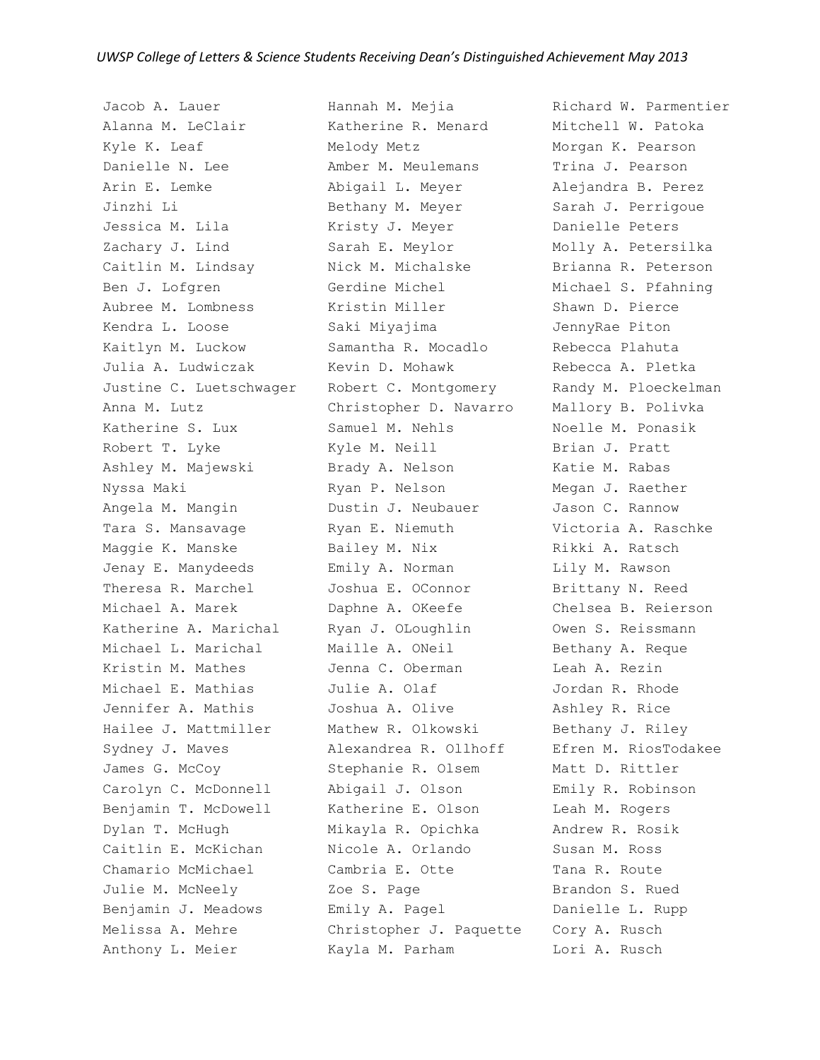Jacob A. Lauer
Alanna M. LeClair
Kyle K. Leaf
Danielle N. Lee
Arin E. Lemke
Jinzhi Li
Jessica M. Lila
Zachary J. Lind
Caitlin M. Lindsay
Ben J. Lofgren
Aubree M. Lombness
Kendra L. Loose
Kaitlyn M. Luckow
Julia A. Ludwiczak
Justine C. Luetschwager
Anna M. Lutz
Katherine S. Lux
Robert T. Lyke
Ashley M. Majewski
Nyssa Maki
Angela M. Mangin
Tara S. Mansavage
Maggie K. Manske
Jenay E. Manydeeds
Theresa R. Marchel
Michael A. Marek
Katherine A. Marichal
Michael L. Marichal
Kristin M. Mathes
Michael E. Mathias
Jennifer A. Mathis
Hailee J. Mattmiller
Sydney J. Maves
James G. McCoy
Carolyn C. McDonnell
Benjamin T. McDowell
Dylan T. McHugh
Caitlin E. McKichan
Chamario McMichael
Julie M. McNeely
Benjamin J. Meadows
Melissa A. Mehre
Anthony L. Meier
Hannah M. Mejia
Katherine R. Menard
Melody Metz
Amber M. Meulemans
Abigail L. Meyer
Bethany M. Meyer
Kristy J. Meyer
Sarah E. Meylor
Nick M. Michalske
Gerdine Michel
Kristin Miller
Saki Miyajima
Samantha R. Mocadlo
Kevin D. Mohawk
Robert C. Montgomery
Christopher D. Navarro
Samuel M. Nehls
Kyle M. Neill
Brady A. Nelson
Ryan P. Nelson
Dustin J. Neubauer
Ryan E. Niemuth
Bailey M. Nix
Emily A. Norman
Joshua E. OConnor
Daphne A. OKeefe
Ryan J. OLoughlin
Maille A. ONeil
Jenna C. Oberman
Julie A. Olaf
Joshua A. Olive
Mathew R. Olkowski
Alexandrea R. Ollhoff
Stephanie R. Olsem
Abigail J. Olson
Katherine E. Olson
Mikayla R. Opichka
Nicole A. Orlando
Cambria E. Otte
Zoe S. Page
Emily A. Pagel
Christopher J. Paquette
Kayla M. Parham
Richard W. Parmentier
Mitchell W. Patoka
Morgan K. Pearson
Trina J. Pearson
Alejandra B. Perez
Sarah J. Perrigoue
Danielle Peters
Molly A. Petersilka
Brianna R. Peterson
Michael S. Pfahning
Shawn D. Pierce
JennyRae Piton
Rebecca Plahuta
Rebecca A. Pletka
Randy M. Ploeckelman
Mallory B. Polivka
Noelle M. Ponasik
Brian J. Pratt
Katie M. Rabas
Megan J. Raether
Jason C. Rannow
Victoria A. Raschke
Rikki A. Ratsch
Lily M. Rawson
Brittany N. Reed
Chelsea B. Reierson
Owen S. Reissmann
Bethany A. Reque
Leah A. Rezin
Jordan R. Rhode
Ashley R. Rice
Bethany J. Riley
Efren M. RiosTodakee
Matt D. Rittler
Emily R. Robinson
Leah M. Rogers
Andrew R. Rosik
Susan M. Ross
Tana R. Route
Brandon S. Rued
Danielle L. Rupp
Cory A. Rusch
Lori A. Rusch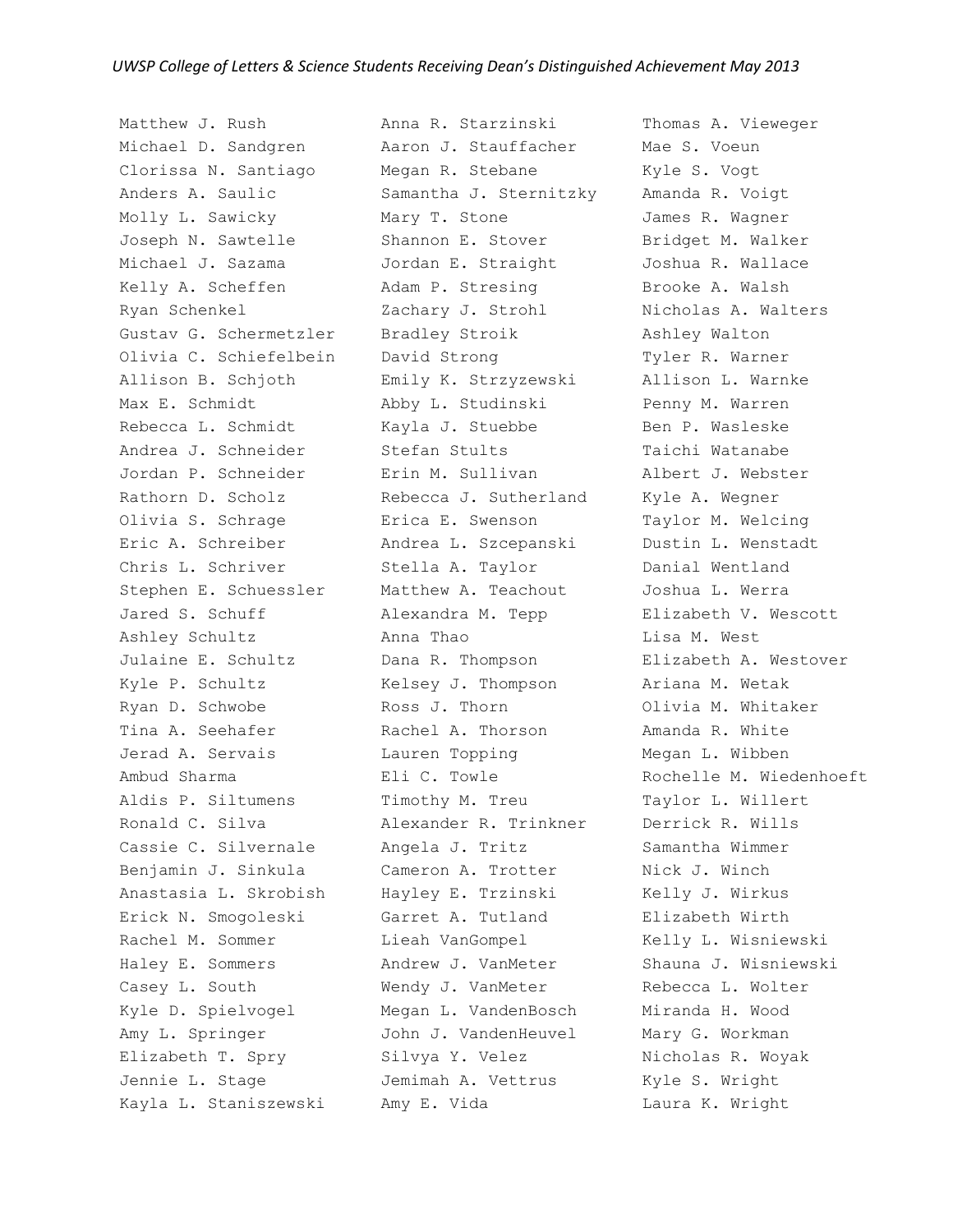Matthew J. Rush
Michael D. Sandgren
Clorissa N. Santiago
Anders A. Saulic
Molly L. Sawicky
Joseph N. Sawtelle
Michael J. Sazama
Kelly A. Scheffen
Ryan Schenkel
Gustav G. Schermetzler
Olivia C. Schiefelbein
Allison B. Schjoth
Max E. Schmidt
Rebecca L. Schmidt
Andrea J. Schneider
Jordan P. Schneider
Rathorn D. Scholz
Olivia S. Schrage
Eric A. Schreiber
Chris L. Schriver
Stephen E. Schuessler
Jared S. Schuff
Ashley Schultz
Julaine E. Schultz
Kyle P. Schultz
Ryan D. Schwobe
Tina A. Seehafer
Jerad A. Servais
Ambud Sharma
Aldis P. Siltumens
Ronald C. Silva
Cassie C. Silvernale
Benjamin J. Sinkula
Anastasia L. Skrobish
Erick N. Smogoleski
Rachel M. Sommer
Haley E. Sommers
Casey L. South
Kyle D. Spielvogel
Amy L. Springer
Elizabeth T. Spry
Jennie L. Stage
Kayla L. Staniszewski
Anna R. Starzinski
Aaron J. Stauffacher
Megan R. Stebane
Samantha J. Sternitzky
Mary T. Stone
Shannon E. Stover
Jordan E. Straight
Adam P. Stresing
Zachary J. Strohl
Bradley Stroik
David Strong
Emily K. Strzyzewski
Abby L. Studinski
Kayla J. Stuebbe
Stefan Stults
Erin M. Sullivan
Rebecca J. Sutherland
Erica E. Swenson
Andrea L. Szcepanski
Stella A. Taylor
Matthew A. Teachout
Alexandra M. Tepp
Anna Thao
Dana R. Thompson
Kelsey J. Thompson
Ross J. Thorn
Rachel A. Thorson
Lauren Topping
Eli C. Towle
Timothy M. Treu
Alexander R. Trinkner
Angela J. Tritz
Cameron A. Trotter
Hayley E. Trzinski
Garret A. Tutland
Lieah VanGompel
Andrew J. VanMeter
Wendy J. VanMeter
Megan L. VandenBosch
John J. VandenHeuvel
Silvya Y. Velez
Jemimah A. Vettrus
Amy E. Vida
Thomas A. Vieweger
Mae S. Voeun
Kyle S. Vogt
Amanda R. Voigt
James R. Wagner
Bridget M. Walker
Joshua R. Wallace
Brooke A. Walsh
Nicholas A. Walters
Ashley Walton
Tyler R. Warner
Allison L. Warnke
Penny M. Warren
Ben P. Wasleske
Taichi Watanabe
Albert J. Webster
Kyle A. Wegner
Taylor M. Welcing
Dustin L. Wenstadt
Danial Wentland
Joshua L. Werra
Elizabeth V. Wescott
Lisa M. West
Elizabeth A. Westover
Ariana M. Wetak
Olivia M. Whitaker
Amanda R. White
Megan L. Wibben
Rochelle M. Wiedenhoeft
Taylor L. Willert
Derrick R. Wills
Samantha Wimmer
Nick J. Winch
Kelly J. Wirkus
Elizabeth Wirth
Kelly L. Wisniewski
Shauna J. Wisniewski
Rebecca L. Wolter
Miranda H. Wood
Mary G. Workman
Nicholas R. Woyak
Kyle S. Wright
Laura K. Wright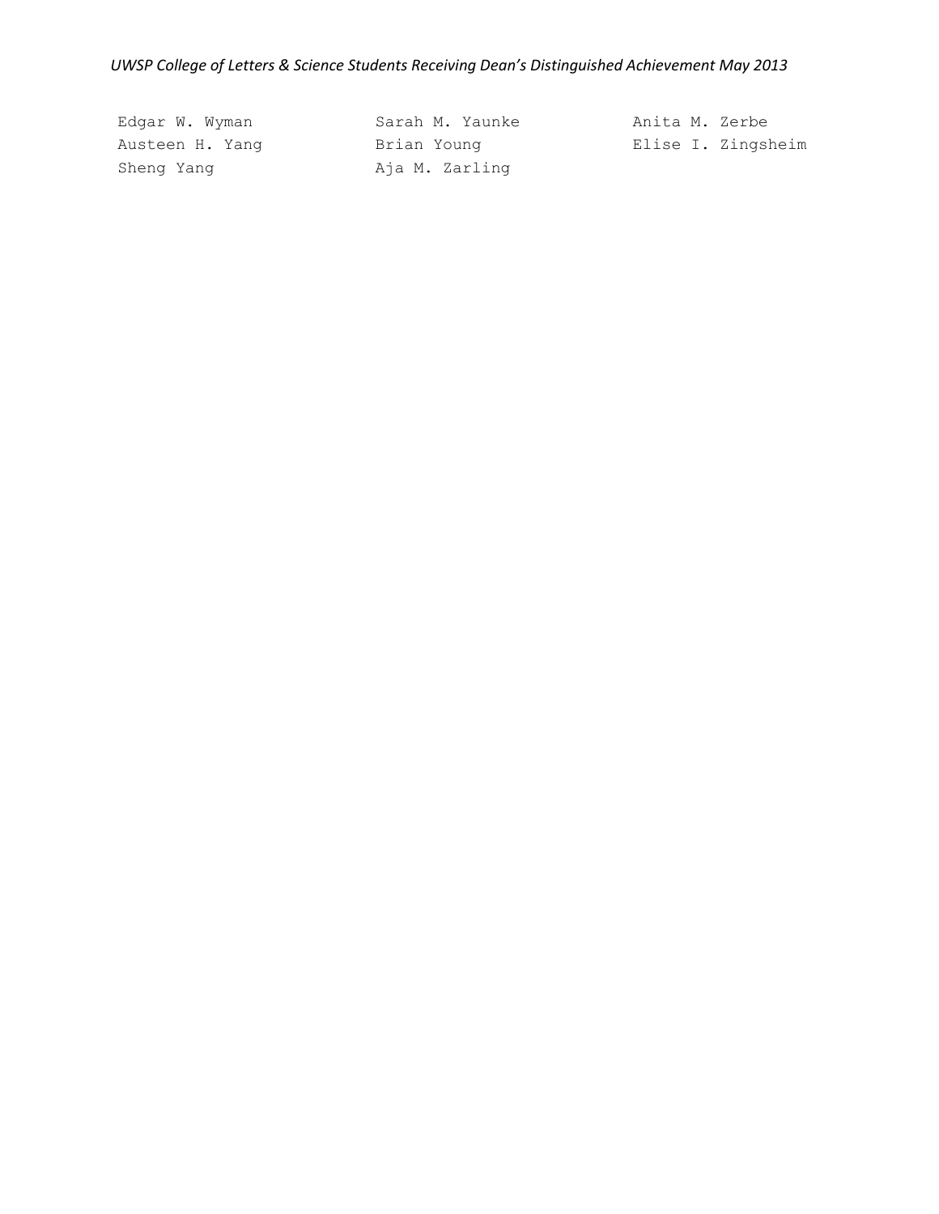Edgar W. Wyman
Austeen H. Yang
Sheng Yang
Sarah M. Yaunke
Brian Young
Aja M. Zarling
Anita M. Zerbe
Elise I. Zingsheim